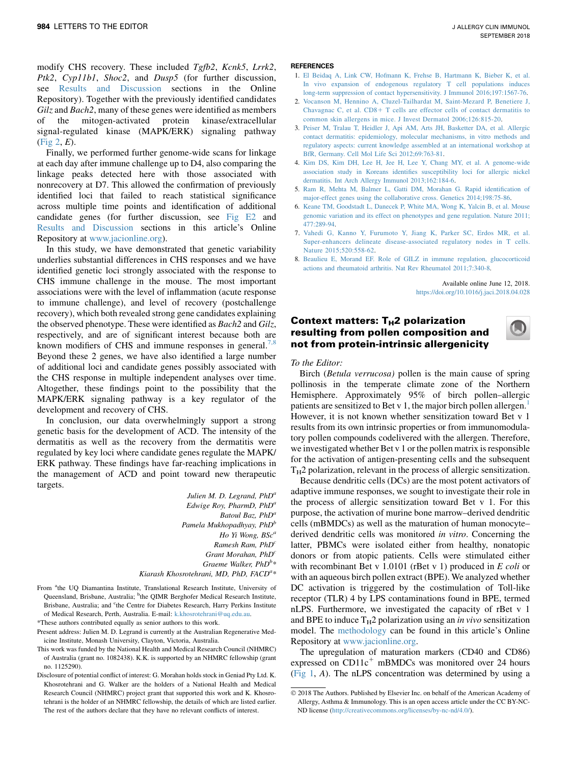modify CHS recovery. These included *Tgfb2*, *Kcnk5*, *Lrrk2*, *Ptk2*, *Cyp11b1*, *Shoc2*, and *Dusp5* (for further discussion, see Results and Discussion sections in the Online Repository). Together with the previously identified candidates *Gilz* and *Bach2*, many of these genes were identified as members of the mitogen-activated protein kinase/extracellular signal-regulated kinase (MAPK/ERK) signaling pathway (Fig 2, *E*).

Finally, we performed further genome-wide scans for linkage at each day after immune challenge up to D4, also comparing the linkage peaks detected here with those associated with nonrecovery at D7. This allowed the confirmation of previously identified loci that failed to reach statistical significance across multiple time points and identification of additional candidate genes (for further discussion, see Fig E2 and Results and Discussion sections in this article's Online Repository at www.jacionline.org).

In this study, we have demonstrated that genetic variability underlies substantial differences in CHS responses and we have identified genetic loci strongly associated with the response to CHS immune challenge in the mouse. The most important associations were with the level of inflammation (acute response to immune challenge), and level of recovery (postchallenge recovery), which both revealed strong gene candidates explaining the observed phenotype. These were identified as *Bach2* and *Gilz*, respectively, and are of significant interest because both are known modifiers of CHS and immune responses in general.[7,8] Beyond these 2 genes, we have also identified a large number of additional loci and candidate genes possibly associated with the CHS response in multiple independent analyses over time. Altogether, these findings point to the possibility that the MAPK/ERK signaling pathway is a key regulator of the development and recovery of CHS.

In conclusion, our data overwhelmingly support a strong genetic basis for the development of ACD. The intensity of the dermatitis as well as the recovery from the dermatitis were regulated by key loci where candidate genes regulate the MAPK/ERK pathway. These findings have far-reaching implications in the management of ACD and point toward new therapeutic targets.

*Julien M. D. Legrand, PhD*[a]
*Edwige Roy, PharmD, PhD*[a]
*Batoul Baz, PhD*[a]
*Pamela Mukhopadhyay, PhD*[b]
*Ho Yi Wong, BSc*[a]
*Ramesh Ram, PhD*[c]
*Grant Morahan, PhD*[c]
*Graeme Walker, PhD*[b]*
*Kiarash Khosrotehrani, MD, PhD, FACD*[a]*

From [a]the UQ Diamantina Institute, Translational Research Institute, University of Queensland, Brisbane, Australia; [b]the QIMR Berghofer Medical Research Institute, Brisbane, Australia; and [c]the Centre for Diabetes Research, Harry Perkins Institute of Medical Research, Perth, Australia. E-mail: k.khosrotehrani@uq.edu.au.

*These authors contributed equally as senior authors to this work.

Present address: Julien M. D. Legrand is currently at the Australian Regenerative Medicine Institute, Monash University, Clayton, Victoria, Australia.

This work was funded by the National Health and Medical Research Council (NHMRC) of Australia (grant no. 1082438). K.K. is supported by an NHMRC fellowship (grant no. 1125290).

Disclosure of potential conflict of interest: G. Morahan holds stock in Geniad Pty Ltd. K. Khosrotehrani and G. Walker are the holders of a National Health and Medical Research Council (NHMRC) project grant that supported this work and K. Khosrotehrani is the holder of an NHMRC fellowship, the details of which are listed earlier. The rest of the authors declare that they have no relevant conflicts of interest.

## REFERENCES

1. El Beidaq A, Link CW, Hofmann K, Frehse B, Hartmann K, Bieber K, et al. In vivo expansion of endogenous regulatory T cell populations induces long-term suppression of contact hypersensitivity. J Immunol 2016;197:1567-76.
2. Vocanson M, Hennino A, Cluzel-Tailhardat M, Saint-Mezard P, Benetiere J, Chavagnac C, et al. CD8+ T cells are effector cells of contact dermatitis to common skin allergens in mice. J Invest Dermatol 2006;126:815-20.
3. Peiser M, Tralau T, Heidler J, Api AM, Arts JH, Basketter DA, et al. Allergic contact dermatitis: epidemiology, molecular mechanisms, in vitro methods and regulatory aspects: current knowledge assembled at an international workshop at BfR, Germany. Cell Mol Life Sci 2012;69:763-81.
4. Kim DS, Kim DH, Lee H, Jee H, Lee Y, Chang MY, et al. A genome-wide association study in Koreans identifies susceptibility loci for allergic nickel dermatitis. Int Arch Allergy Immunol 2013;162:184-6.
5. Ram R, Mehta M, Balmer L, Gatti DM, Morahan G. Rapid identification of major-effect genes using the collaborative cross. Genetics 2014;198:75-86.
6. Keane TM, Goodstadt L, Danecek P, White MA, Wong K, Yalcin B, et al. Mouse genomic variation and its effect on phenotypes and gene regulation. Nature 2011;477:289-94.
7. Vahedi G, Kanno Y, Furumoto Y, Jiang K, Parker SC, Erdos MR, et al. Super-enhancers delineate disease-associated regulatory nodes in T cells. Nature 2015;520:558-62.
8. Beaulieu E, Morand EF. Role of GILZ in immune regulation, glucocorticoid actions and rheumatoid arthritis. Nat Rev Rheumatol 2011;7:340-8.

Available online June 12, 2018.
https://doi.org/10.1016/j.jaci.2018.04.028

# Context matters: $T_H2$ polarization resulting from pollen composition and not from protein-intrinsic allergenicity

*To the Editor:*

Birch (*Betula verrucosa)* pollen is the main cause of spring pollinosis in the temperate climate zone of the Northern Hemisphere. Approximately 95% of birch pollen–allergic patients are sensitized to Bet v 1, the major birch pollen allergen.[1] However, it is not known whether sensitization toward Bet v 1 results from its own intrinsic properties or from immunomodulatory pollen compounds codelivered with the allergen. Therefore, we investigated whether Bet v 1 or the pollen matrix is responsible for the activation of antigen-presenting cells and the subsequent $T_H2$ polarization, relevant in the process of allergic sensitization.

Because dendritic cells (DCs) are the most potent activators of adaptive immune responses, we sought to investigate their role in the process of allergic sensitization toward Bet v 1. For this purpose, the activation of murine bone marrow–derived dendritic cells (mBMDCs) as well as the maturation of human monocyte–derived dendritic cells was monitored *in vitro*. Concerning the latter, PBMCs were isolated either from healthy, nonatopic donors or from atopic patients. Cells were stimulated either with recombinant Bet v 1.0101 (rBet v 1) produced in *E coli* or with an aqueous birch pollen extract (BPE). We analyzed whether DC activation is triggered by the costimulation of Toll-like receptor (TLR) 4 by LPS contaminations found in BPE, termed nLPS. Furthermore, we investigated the capacity of rBet v 1 and BPE to induce $T_H2$ polarization using an *in vivo* sensitization model. The methodology can be found in this article's Online Repository at www.jacionline.org.

The upregulation of maturation markers (CD40 and CD86) expressed on $CD11c^+$ mBMDCs was monitored over 24 hours (Fig 1, *A*). The nLPS concentration was determined by using a

© 2018 The Authors. Published by Elsevier Inc. on behalf of the American Academy of Allergy, Asthma & Immunology. This is an open access article under the CC BY-NC-ND license (http://creativecommons.org/licenses/by-nc-nd/4.0/).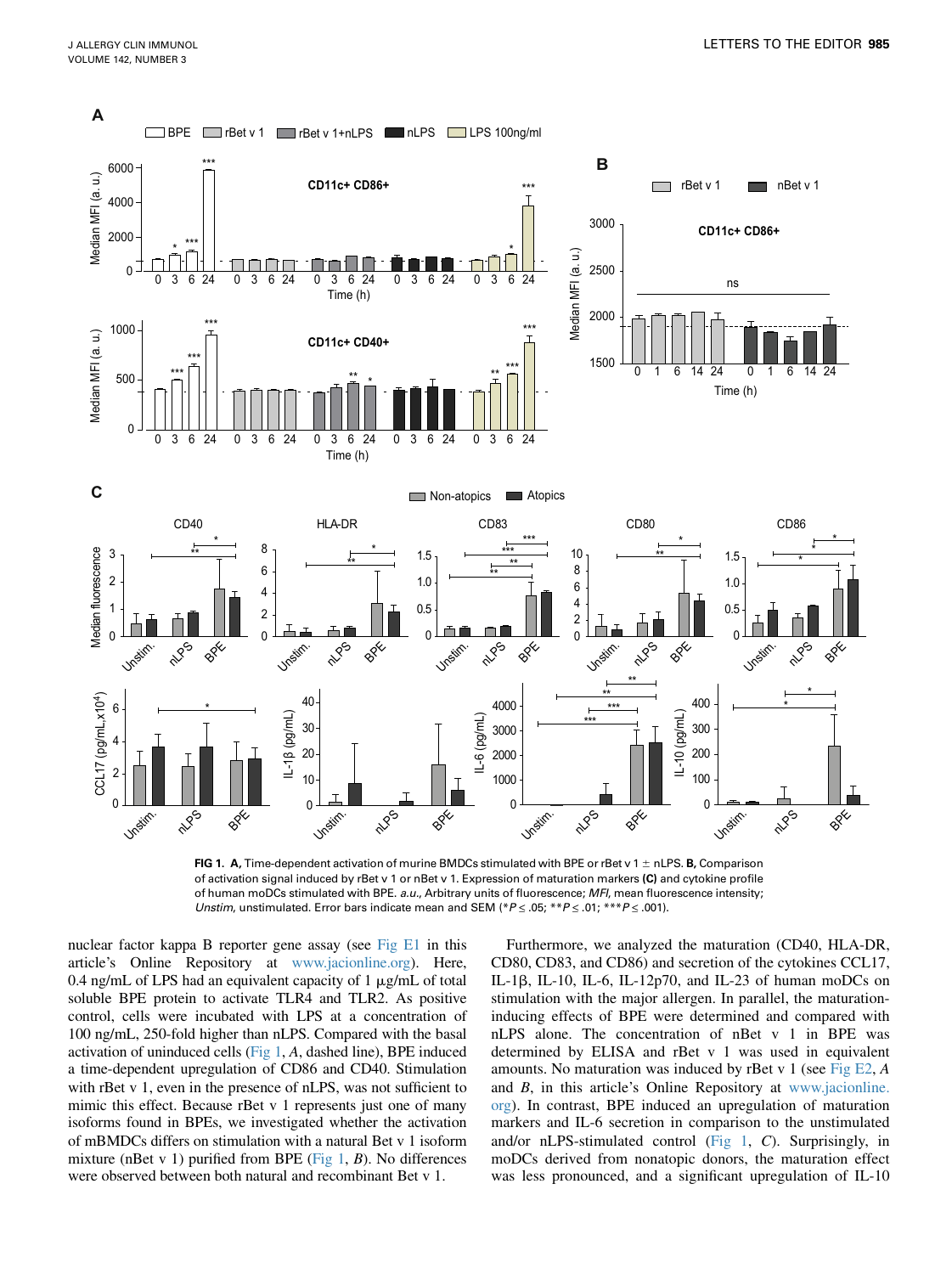**FIG 1. A,** Time-dependent activation of murine BMDCs stimulated with BPE or rBet v 1 ± nLPS. **B,** Comparison of activation signal induced by rBet v 1 or nBet v 1. Expression of maturation markers **(C)** and cytokine profile of human moDCs stimulated with BPE. *a.u.*, Arbitrary units of fluorescence; *MFI*, mean fluorescence intensity; *Unstim*, unstimulated. Error bars indicate mean and SEM (* $P \leq .05$; ** $P \leq .01$; *** $P \leq .001$).

nuclear factor kappa B reporter gene assay (see Fig E1 in this article's Online Repository at www.jacionline.org). Here, 0.4 ng/mL of LPS had an equivalent capacity of 1 μg/mL of total soluble BPE protein to activate TLR4 and TLR2. As positive control, cells were incubated with LPS at a concentration of 100 ng/mL, 250-fold higher than nLPS. Compared with the basal activation of uninduced cells (Fig 1, *A*, dashed line), BPE induced a time-dependent upregulation of CD86 and CD40. Stimulation with rBet v 1, even in the presence of nLPS, was not sufficient to mimic this effect. Because rBet v 1 represents just one of many isoforms found in BPEs, we investigated whether the activation of mBMDCs differs on stimulation with a natural Bet v 1 isoform mixture (nBet v 1) purified from BPE (Fig 1, *B*). No differences were observed between both natural and recombinant Bet v 1.

Furthermore, we analyzed the maturation (CD40, HLA-DR, CD80, CD83, and CD86) and secretion of the cytokines CCL17, IL-1β, IL-10, IL-6, IL-12p70, and IL-23 of human moDCs on stimulation with the major allergen. In parallel, the maturation-inducing effects of BPE were determined and compared with nLPS alone. The concentration of nBet v 1 in BPE was determined by ELISA and rBet v 1 was used in equivalent amounts. No maturation was induced by rBet v 1 (see Fig E2, *A* and *B*, in this article's Online Repository at www.jacionline.org). In contrast, BPE induced an upregulation of maturation markers and IL-6 secretion in comparison to the unstimulated and/or nLPS-stimulated control (Fig 1, *C*). Surprisingly, in moDCs derived from nonatopic donors, the maturation effect was less pronounced, and a significant upregulation of IL-10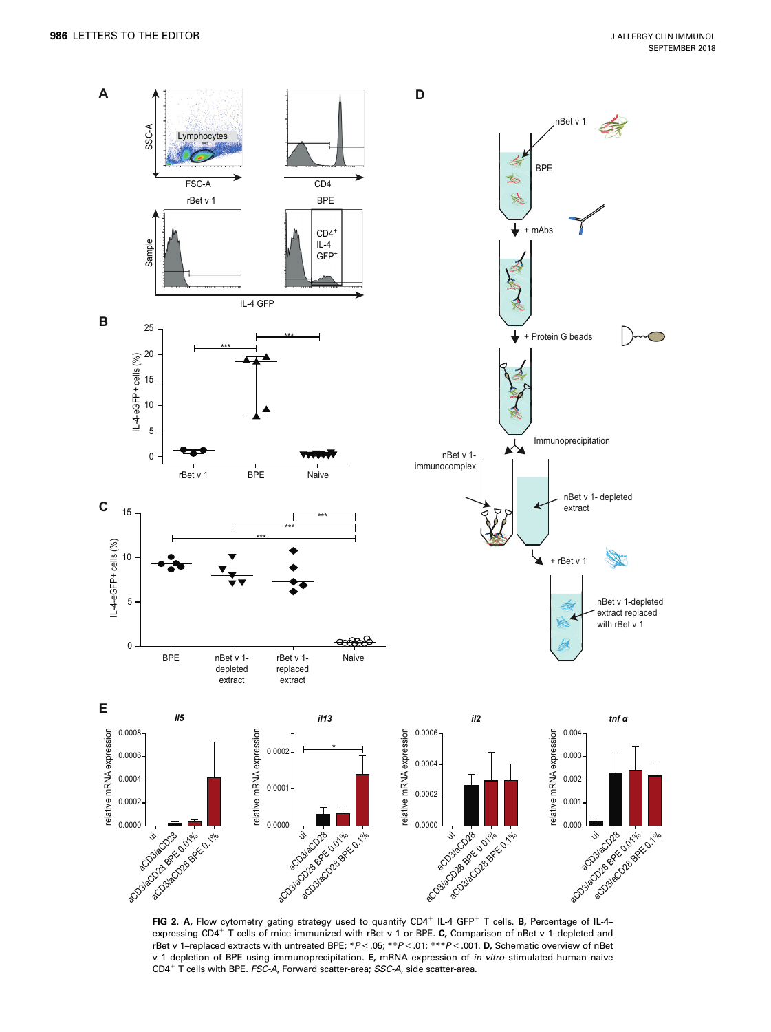**FIG 2. A,** Flow cytometry gating strategy used to quantify CD4[+] IL-4 GFP[+] T cells. **B,** Percentage of IL-4–expressing CD4[+] T cells of mice immunized with rBet v 1 or BPE. **C,** Comparison of nBet v 1–depleted and rBet v 1–replaced extracts with untreated BPE; \*$P \leq .05$; \*\*$P \leq .01$; \*\*\*$P \leq .001$. **D,** Schematic overview of nBet v 1 depletion of BPE using immunoprecipitation. **E,** mRNA expression of *in vitro*–stimulated human naive CD4[+] T cells with BPE. *FSC-A,* Forward scatter-area; *SSC-A,* side scatter-area.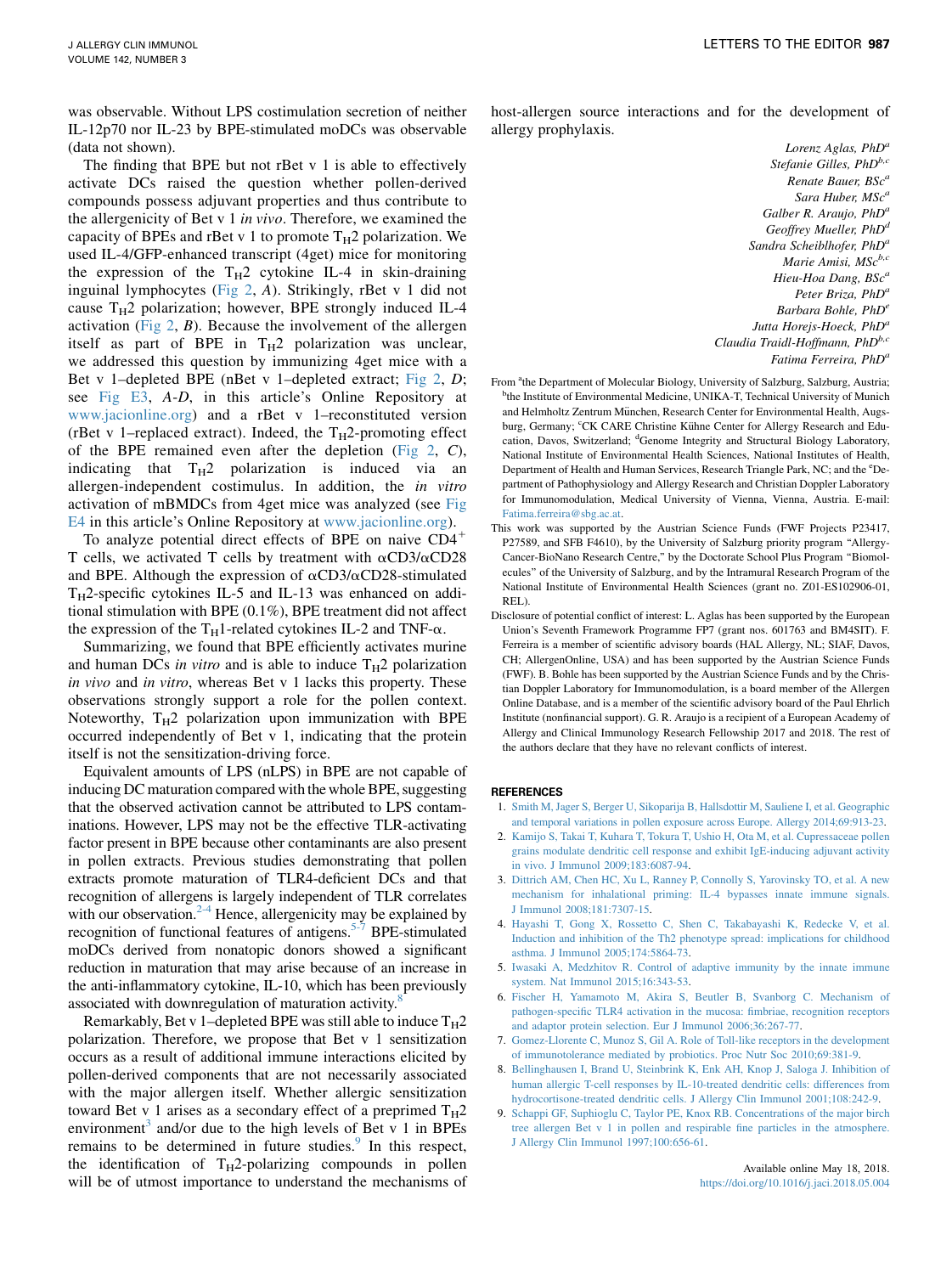was observable. Without LPS costimulation secretion of neither IL-12p70 nor IL-23 by BPE-stimulated moDCs was observable (data not shown).

The finding that BPE but not rBet v 1 is able to effectively activate DCs raised the question whether pollen-derived compounds possess adjuvant properties and thus contribute to the allergenicity of Bet v 1 *in vivo*. Therefore, we examined the capacity of BPEs and rBet v 1 to promote $T_H2$ polarization. We used IL-4/GFP-enhanced transcript (4get) mice for monitoring the expression of the $T_H2$ cytokine IL-4 in skin-draining inguinal lymphocytes (Fig 2, *A*). Strikingly, rBet v 1 did not cause $T_H2$ polarization; however, BPE strongly induced IL-4 activation (Fig 2, *B*). Because the involvement of the allergen itself as part of BPE in $T_H2$ polarization was unclear, we addressed this question by immunizing 4get mice with a Bet v 1–depleted BPE (nBet v 1–depleted extract; Fig 2, *D*; see Fig E3, *A-D*, in this article's Online Repository at www.jacionline.org) and a rBet v 1–reconstituted version (rBet v 1–replaced extract). Indeed, the $T_H2$-promoting effect of the BPE remained even after the depletion (Fig 2, *C*), indicating that $T_H2$ polarization is induced via an allergen-independent costimulus. In addition, the *in vitro* activation of mBMDCs from 4get mice was analyzed (see Fig E4 in this article's Online Repository at www.jacionline.org).

To analyze potential direct effects of BPE on naive $CD4^+$ T cells, we activated T cells by treatment with αCD3/αCD28 and BPE. Although the expression of αCD3/αCD28-stimulated $T_H2$-specific cytokines IL-5 and IL-13 was enhanced on additional stimulation with BPE (0.1%), BPE treatment did not affect the expression of the $T_H1$-related cytokines IL-2 and TNF-α.

Summarizing, we found that BPE efficiently activates murine and human DCs *in vitro* and is able to induce $T_H2$ polarization *in vivo* and *in vitro*, whereas Bet v 1 lacks this property. These observations strongly support a role for the pollen context. Noteworthy, $T_H2$ polarization upon immunization with BPE occurred independently of Bet v 1, indicating that the protein itself is not the sensitization-driving force.

Equivalent amounts of LPS (nLPS) in BPE are not capable of inducing DC maturation compared with the whole BPE, suggesting that the observed activation cannot be attributed to LPS contaminations. However, LPS may not be the effective TLR-activating factor present in BPE because other contaminants are also present in pollen extracts. Previous studies demonstrating that pollen extracts promote maturation of TLR4-deficient DCs and that recognition of allergens is largely independent of TLR correlates with our observation.[2-4] Hence, allergenicity may be explained by recognition of functional features of antigens.[5-7] BPE-stimulated moDCs derived from nonatopic donors showed a significant reduction in maturation that may arise because of an increase in the anti-inflammatory cytokine, IL-10, which has been previously associated with downregulation of maturation activity.[8]

Remarkably, Bet v 1–depleted BPE was still able to induce $T_H2$ polarization. Therefore, we propose that Bet v 1 sensitization occurs as a result of additional immune interactions elicited by pollen-derived components that are not necessarily associated with the major allergen itself. Whether allergic sensitization toward Bet v 1 arises as a secondary effect of a preprimed $T_H2$ environment[3] and/or due to the high levels of Bet v 1 in BPEs remains to be determined in future studies.[9] In this respect, the identification of $T_H2$-polarizing compounds in pollen will be of utmost importance to understand the mechanisms of host-allergen source interactions and for the development of allergy prophylaxis.

*Lorenz Aglas, PhD*[a]
*Stefanie Gilles, PhD*[b,c]
*Renate Bauer, BSc*[a]
*Sara Huber, MSc*[a]
*Galber R. Araujo, PhD*[a]
*Geoffrey Mueller, PhD*[d]
*Sandra Scheiblhofer, PhD*[a]
*Marie Amisi, MSc*[b,c]
*Hieu-Hoa Dang, BSc*[a]
*Peter Briza, PhD*[a]
*Barbara Bohle, PhD*[e]
*Jutta Horejs-Hoeck, PhD*[a]
*Claudia Traidl-Hoffmann, PhD*[b,c]
*Fatima Ferreira, PhD*[a]

From [a]the Department of Molecular Biology, University of Salzburg, Salzburg, Austria; [b]the Institute of Environmental Medicine, UNIKA-T, Technical University of Munich and Helmholtz Zentrum München, Research Center for Environmental Health, Augsburg, Germany; [c]CK CARE Christine Kühne Center for Allergy Research and Education, Davos, Switzerland; [d]Genome Integrity and Structural Biology Laboratory, National Institute of Environmental Health Sciences, National Institutes of Health, Department of Health and Human Services, Research Triangle Park, NC; and the [e]Department of Pathophysiology and Allergy Research and Christian Doppler Laboratory for Immunomodulation, Medical University of Vienna, Vienna, Austria. E-mail: Fatima.ferreira@sbg.ac.at.

This work was supported by the Austrian Science Funds (FWF Projects P23417, P27589, and SFB F4610), by the University of Salzburg priority program "Allergy-Cancer-BioNano Research Centre," by the Doctorate School Plus Program "Biomolecules" of the University of Salzburg, and by the Intramural Research Program of the National Institute of Environmental Health Sciences (grant no. Z01-ES102906-01, REL).

Disclosure of potential conflict of interest: L. Aglas has been supported by the European Union's Seventh Framework Programme FP7 (grant nos. 601763 and BM4SIT). F. Ferreira is a member of scientific advisory boards (HAL Allergy, NL; SIAF, Davos, CH; AllergenOnline, USA) and has been supported by the Austrian Science Funds (FWF). B. Bohle has been supported by the Austrian Science Funds and by the Christian Doppler Laboratory for Immunomodulation, is a board member of the Allergen Online Database, and is a member of the scientific advisory board of the Paul Ehrlich Institute (nonfinancial support). G. R. Araujo is a recipient of a European Academy of Allergy and Clinical Immunology Research Fellowship 2017 and 2018. The rest of the authors declare that they have no relevant conflicts of interest.

## REFERENCES

1. Smith M, Jager S, Berger U, Sikoparija B, Hallsdottir M, Sauliene I, et al. Geographic and temporal variations in pollen exposure across Europe. Allergy 2014;69:913-23.
2. Kamijo S, Takai T, Kuhara T, Tokura T, Ushio H, Ota M, et al. Cupressaceae pollen grains modulate dendritic cell response and exhibit IgE-inducing adjuvant activity in vivo. J Immunol 2009;183:6087-94.
3. Dittrich AM, Chen HC, Xu L, Ranney P, Connolly S, Yarovinsky TO, et al. A new mechanism for inhalational priming: IL-4 bypasses innate immune signals. J Immunol 2008;181:7307-15.
4. Hayashi T, Gong X, Rossetto C, Shen C, Takabayashi K, Redecke V, et al. Induction and inhibition of the Th2 phenotype spread: implications for childhood asthma. J Immunol 2005;174:5864-73.
5. Iwasaki A, Medzhitov R. Control of adaptive immunity by the innate immune system. Nat Immunol 2015;16:343-53.
6. Fischer H, Yamamoto M, Akira S, Beutler B, Svanborg C. Mechanism of pathogen-specific TLR4 activation in the mucosa: fimbriae, recognition receptors and adaptor protein selection. Eur J Immunol 2006;36:267-77.
7. Gomez-Llorente C, Munoz S, Gil A. Role of Toll-like receptors in the development of immunotolerance mediated by probiotics. Proc Nutr Soc 2010;69:381-9.
8. Bellinghausen I, Brand U, Steinbrink K, Enk AH, Knop J, Saloga J. Inhibition of human allergic T-cell responses by IL-10-treated dendritic cells: differences from hydrocortisone-treated dendritic cells. J Allergy Clin Immunol 2001;108:242-9.
9. Schappi GF, Suphioglu C, Taylor PE, Knox RB. Concentrations of the major birch tree allergen Bet v 1 in pollen and respirable fine particles in the atmosphere. J Allergy Clin Immunol 1997;100:656-61.

Available online May 18, 2018.
https://doi.org/10.1016/j.jaci.2018.05.004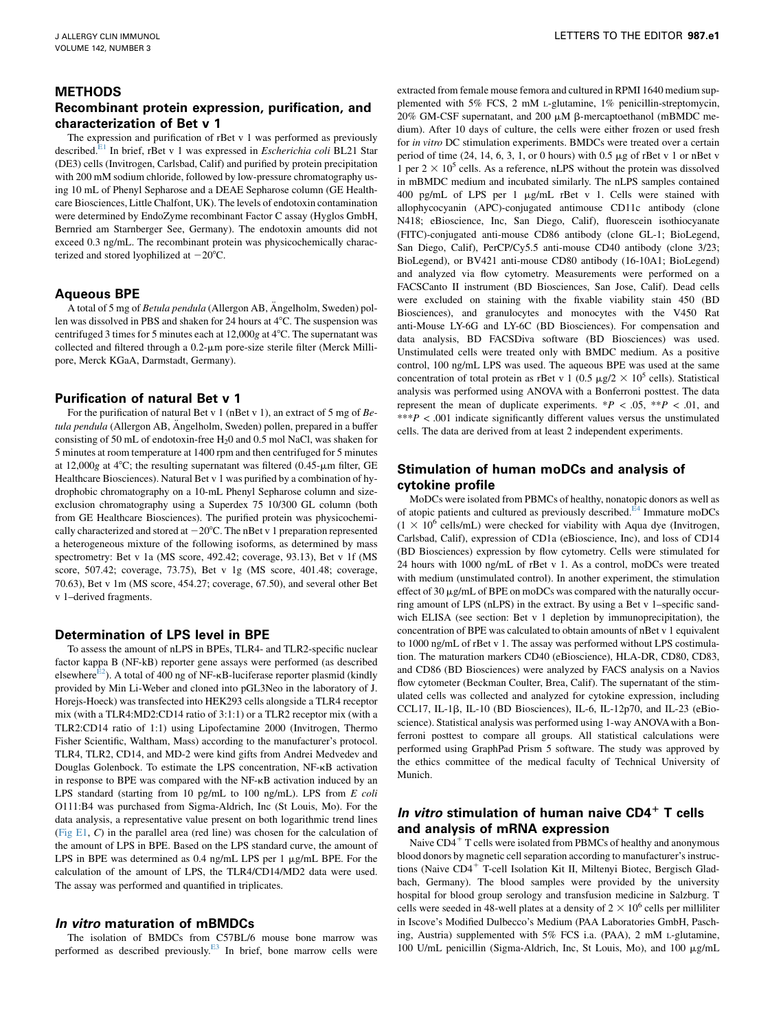## METHODS

### Recombinant protein expression, purification, and characterization of Bet v 1

The expression and purification of rBet v 1 was performed as previously described.[E1] In brief, rBet v 1 was expressed in *Escherichia coli* BL21 Star (DE3) cells (Invitrogen, Carlsbad, Calif) and purified by protein precipitation with 200 mM sodium chloride, followed by low-pressure chromatography using 10 mL of Phenyl Sepharose and a DEAE Sepharose column (GE Healthcare Biosciences, Little Chalfont, UK). The levels of endotoxin contamination were determined by EndoZyme recombinant Factor C assay (Hyglos GmbH, Bernried am Starnberger See, Germany). The endotoxin amounts did not exceed 0.3 ng/mL. The recombinant protein was physicochemically characterized and stored lyophilized at −20°C.

### Aqueous BPE

A total of 5 mg of *Betula pendula* (Allergon AB, Ängelholm, Sweden) pollen was dissolved in PBS and shaken for 24 hours at 4°C. The suspension was centrifuged 3 times for 5 minutes each at 12,000*g* at 4°C. The supernatant was collected and filtered through a 0.2-μm pore-size sterile filter (Merck Millipore, Merck KGaA, Darmstadt, Germany).

### Purification of natural Bet v 1

For the purification of natural Bet v 1 (nBet v 1), an extract of 5 mg of *Betula pendula* (Allergon AB, Ängelholm, Sweden) pollen, prepared in a buffer consisting of 50 mL of endotoxin-free $H_2O$ and 0.5 mol NaCl, was shaken for 5 minutes at room temperature at 1400 rpm and then centrifuged for 5 minutes at 12,000*g* at 4°C; the resulting supernatant was filtered (0.45-μm filter, GE Healthcare Biosciences). Natural Bet v 1 was purified by a combination of hydrophobic chromatography on a 10-mL Phenyl Sepharose column and size-exclusion chromatography using a Superdex 75 10/300 GL column (both from GE Healthcare Biosciences). The purified protein was physicochemically characterized and stored at −20°C. The nBet v 1 preparation represented a heterogeneous mixture of the following isoforms, as determined by mass spectrometry: Bet v 1a (MS score, 492.42; coverage, 93.13), Bet v 1f (MS score, 507.42; coverage, 73.75), Bet v 1g (MS score, 401.48; coverage, 70.63), Bet v 1m (MS score, 454.27; coverage, 67.50), and several other Bet v 1–derived fragments.

### Determination of LPS level in BPE

To assess the amount of nLPS in BPEs, TLR4- and TLR2-specific nuclear factor kappa B (NF-kB) reporter gene assays were performed (as described elsewhere[E2]). A total of 400 ng of NF-κB-luciferase reporter plasmid (kindly provided by Min Li-Weber and cloned into pGL3Neo in the laboratory of J. Horejs-Hoeck) was transfected into HEK293 cells alongside a TLR4 receptor mix (with a TLR4:MD2:CD14 ratio of 3:1:1) or a TLR2 receptor mix (with a TLR2:CD14 ratio of 1:1) using Lipofectamine 2000 (Invitrogen, Thermo Fisher Scientific, Waltham, Mass) according to the manufacturer's protocol. TLR4, TLR2, CD14, and MD-2 were kind gifts from Andrei Medvedev and Douglas Golenbock. To estimate the LPS concentration, NF-κB activation in response to BPE was compared with the NF-κB activation induced by an LPS standard (starting from 10 pg/mL to 100 ng/mL). LPS from *E coli* O111:B4 was purchased from Sigma-Aldrich, Inc (St Louis, Mo). For the data analysis, a representative value present on both logarithmic trend lines (Fig E1, *C*) in the parallel area (red line) was chosen for the calculation of the amount of LPS in BPE. Based on the LPS standard curve, the amount of LPS in BPE was determined as 0.4 ng/mL LPS per 1 μg/mL BPE. For the calculation of the amount of LPS, the TLR4/CD14/MD2 data were used. The assay was performed and quantified in triplicates.

### *In vitro* maturation of mBMDCs

The isolation of BMDCs from C57BL/6 mouse bone marrow was performed as described previously.[E3] In brief, bone marrow cells were extracted from female mouse femora and cultured in RPMI 1640 medium supplemented with 5% FCS, 2 mM L-glutamine, 1% penicillin-streptomycin, 20% GM-CSF supernatant, and 200 μM β-mercaptoethanol (mBMDC medium). After 10 days of culture, the cells were either frozen or used fresh for *in vitro* DC stimulation experiments. BMDCs were treated over a certain period of time (24, 14, 6, 3, 1, or 0 hours) with 0.5 μg of rBet v 1 or nBet v 1 per $2 \times 10^5$ cells. As a reference, nLPS without the protein was dissolved in mBMDC medium and incubated similarly. The nLPS samples contained 400 pg/mL of LPS per 1 μg/mL rBet v 1. Cells were stained with allophycocyanin (APC)-conjugated antimouse CD11c antibody (clone N418; eBioscience, Inc, San Diego, Calif), fluorescein isothiocyanate (FITC)-conjugated anti-mouse CD86 antibody (clone GL-1; BioLegend, San Diego, Calif), PerCP/Cy5.5 anti-mouse CD40 antibody (clone 3/23; BioLegend), or BV421 anti-mouse CD80 antibody (16-10A1; BioLegend) and analyzed via flow cytometry. Measurements were performed on a FACSCanto II instrument (BD Biosciences, San Jose, Calif). Dead cells were excluded on staining with the fixable viability stain 450 (BD Biosciences), and granulocytes and monocytes with the V450 Rat anti-Mouse LY-6G and LY-6C (BD Biosciences). For compensation and data analysis, BD FACSDiva software (BD Biosciences) was used. Unstimulated cells were treated only with BMDC medium. As a positive control, 100 ng/mL LPS was used. The aqueous BPE was used at the same concentration of total protein as rBet v 1 (0.5 μg/2 × $10^5$ cells). Statistical analysis was performed using ANOVA with a Bonferroni posttest. The data represent the mean of duplicate experiments. \*$P < .05$, \*\*$P < .01$, and \*\*\*$P < .001$ indicate significantly different values versus the unstimulated cells. The data are derived from at least 2 independent experiments.

### Stimulation of human moDCs and analysis of cytokine profile

MoDCs were isolated from PBMCs of healthy, nonatopic donors as well as of atopic patients and cultured as previously described.[E4] Immature moDCs ($1 \times 10^6$ cells/mL) were checked for viability with Aqua dye (Invitrogen, Carlsbad, Calif), expression of CD1a (eBioscience, Inc), and loss of CD14 (BD Biosciences) expression by flow cytometry. Cells were stimulated for 24 hours with 1000 ng/mL of rBet v 1. As a control, moDCs were treated with medium (unstimulated control). In another experiment, the stimulation effect of 30 μg/mL of BPE on moDCs was compared with the naturally occurring amount of LPS (nLPS) in the extract. By using a Bet v 1–specific sandwich ELISA (see section: Bet v 1 depletion by immunoprecipitation), the concentration of BPE was calculated to obtain amounts of nBet v 1 equivalent to 1000 ng/mL of rBet v 1. The assay was performed without LPS costimulation. The maturation markers CD40 (eBioscience), HLA-DR, CD80, CD83, and CD86 (BD Biosciences) were analyzed by FACS analysis on a Navios flow cytometer (Beckman Coulter, Brea, Calif). The supernatant of the stimulated cells was collected and analyzed for cytokine expression, including CCL17, IL-1β, IL-10 (BD Biosciences), IL-6, IL-12p70, and IL-23 (eBioscience). Statistical analysis was performed using 1-way ANOVA with a Bonferroni posttest to compare all groups. All statistical calculations were performed using GraphPad Prism 5 software. The study was approved by the ethics committee of the medical faculty of Technical University of Munich.

### *In vitro* stimulation of human naive CD4+ T cells and analysis of mRNA expression

Naive CD4+ T cells were isolated from PBMCs of healthy and anonymous blood donors by magnetic cell separation according to manufacturer's instructions (Naive CD4+ T-cell Isolation Kit II, Miltenyi Biotec, Bergisch Gladbach, Germany). The blood samples were provided by the university hospital for blood group serology and transfusion medicine in Salzburg. T cells were seeded in 48-well plates at a density of $2 \times 10^6$ cells per milliliter in Iscove's Modified Dulbecco's Medium (PAA Laboratories GmbH, Pasching, Austria) supplemented with 5% FCS i.a. (PAA), 2 mM L-glutamine, 100 U/mL penicillin (Sigma-Aldrich, Inc, St Louis, Mo), and 100 μg/mL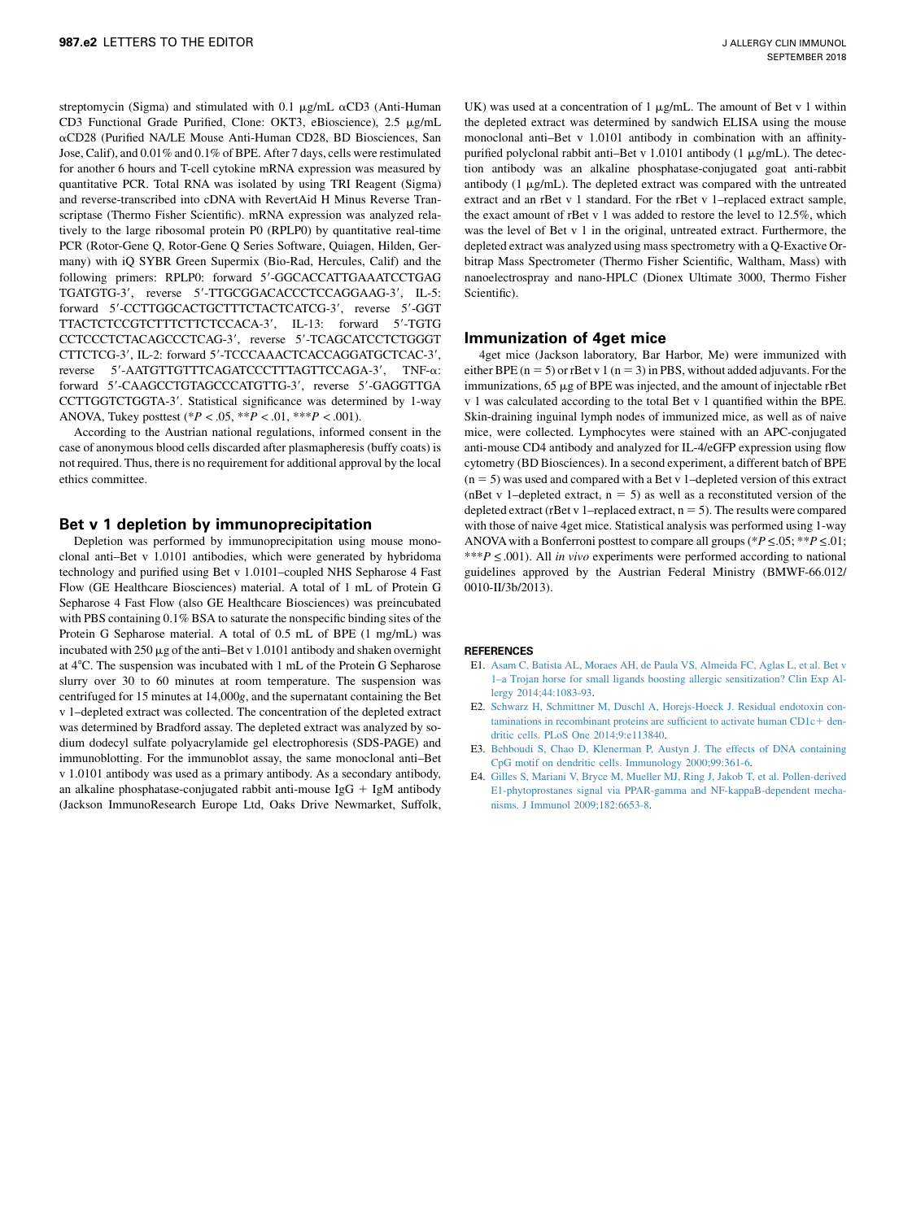streptomycin (Sigma) and stimulated with 0.1 μg/mL αCD3 (Anti-Human CD3 Functional Grade Purified, Clone: OKT3, eBioscience), 2.5 μg/mL αCD28 (Purified NA/LE Mouse Anti-Human CD28, BD Biosciences, San Jose, Calif), and 0.01% and 0.1% of BPE. After 7 days, cells were restimulated for another 6 hours and T-cell cytokine mRNA expression was measured by quantitative PCR. Total RNA was isolated by using TRI Reagent (Sigma) and reverse-transcribed into cDNA with RevertAid H Minus Reverse Transcriptase (Thermo Fisher Scientific). mRNA expression was analyzed relatively to the large ribosomal protein P0 (RPLP0) by quantitative real-time PCR (Rotor-Gene Q, Rotor-Gene Q Series Software, Quiagen, Hilden, Germany) with iQ SYBR Green Supermix (Bio-Rad, Hercules, Calif) and the following primers: RPLP0: forward 5′-GGCACCATTGAAATCCTGAGTGATGTG-3′, reverse 5′-TTGCGGACACCCTCCAGGAAG-3′, IL-5: forward 5′-CCTTGGCACTGCTTTCTACTCATCG-3′, reverse 5′-GGTTTACTCTCCGTCTTTCTTCTCCACA-3′, IL-13: forward 5′-TGTGCCTCCCTCTACAGCCCTCAG-3′, reverse 5′-TCAGCATCCTCTGGGTCTTCTCG-3′, IL-2: forward 5′-TCCCAAACTCACCAGGATGCTCAC-3′, reverse 5′-AATGTTGTTTCAGATCCCTTTAGTTCCAGA-3′, TNF-α: forward 5′-CAAGCCTGTAGCCCATGTTG-3′, reverse 5′-GAGGTTGACCTTGGTCTGGTA-3′. Statistical significance was determined by 1-way ANOVA, Tukey posttest (\*$P < .05$, \*\*$P < .01$, \*\*\*$P < .001$).

According to the Austrian national regulations, informed consent in the case of anonymous blood cells discarded after plasmapheresis (buffy coats) is not required. Thus, there is no requirement for additional approval by the local ethics committee.

## Bet v 1 depletion by immunoprecipitation

Depletion was performed by immunoprecipitation using mouse monoclonal anti–Bet v 1.0101 antibodies, which were generated by hybridoma technology and purified using Bet v 1.0101–coupled NHS Sepharose 4 Fast Flow (GE Healthcare Biosciences) material. A total of 1 mL of Protein G Sepharose 4 Fast Flow (also GE Healthcare Biosciences) was preincubated with PBS containing 0.1% BSA to saturate the nonspecific binding sites of the Protein G Sepharose material. A total of 0.5 mL of BPE (1 mg/mL) was incubated with 250 μg of the anti–Bet v 1.0101 antibody and shaken overnight at 4°C. The suspension was incubated with 1 mL of the Protein G Sepharose slurry over 30 to 60 minutes at room temperature. The suspension was centrifuged for 15 minutes at 14,000*g*, and the supernatant containing the Bet v 1–depleted extract was collected. The concentration of the depleted extract was determined by Bradford assay. The depleted extract was analyzed by sodium dodecyl sulfate polyacrylamide gel electrophoresis (SDS-PAGE) and immunoblotting. For the immunoblot assay, the same monoclonal anti–Bet v 1.0101 antibody was used as a primary antibody. As a secondary antibody, an alkaline phosphatase-conjugated rabbit anti-mouse IgG + IgM antibody (Jackson ImmunoResearch Europe Ltd, Oaks Drive Newmarket, Suffolk, UK) was used at a concentration of 1 μg/mL. The amount of Bet v 1 within the depleted extract was determined by sandwich ELISA using the mouse monoclonal anti–Bet v 1.0101 antibody in combination with an affinity-purified polyclonal rabbit anti–Bet v 1.0101 antibody (1 μg/mL). The detection antibody was an alkaline phosphatase-conjugated goat anti-rabbit antibody (1 μg/mL). The depleted extract was compared with the untreated extract and an rBet v 1 standard. For the rBet v 1–replaced extract sample, the exact amount of rBet v 1 was added to restore the level to 12.5%, which was the level of Bet v 1 in the original, untreated extract. Furthermore, the depleted extract was analyzed using mass spectrometry with a Q-Exactive Orbitrap Mass Spectrometer (Thermo Fisher Scientific, Waltham, Mass) with nanoelectrospray and nano-HPLC (Dionex Ultimate 3000, Thermo Fisher Scientific).

## Immunization of 4get mice

4get mice (Jackson laboratory, Bar Harbor, Me) were immunized with either BPE (n = 5) or rBet v 1 (n = 3) in PBS, without added adjuvants. For the immunizations, 65 μg of BPE was injected, and the amount of injectable rBet v 1 was calculated according to the total Bet v 1 quantified within the BPE. Skin-draining inguinal lymph nodes of immunized mice, as well as of naive mice, were collected. Lymphocytes were stained with an APC-conjugated anti-mouse CD4 antibody and analyzed for IL-4/eGFP expression using flow cytometry (BD Biosciences). In a second experiment, a different batch of BPE (n = 5) was used and compared with a Bet v 1–depleted version of this extract (nBet v 1–depleted extract, n = 5) as well as a reconstituted version of the depleted extract (rBet v 1–replaced extract, n = 5). The results were compared with those of naive 4get mice. Statistical analysis was performed using 1-way ANOVA with a Bonferroni posttest to compare all groups (\*$P \leq .05$; \*\*$P \leq .01$; \*\*\*$P \leq .001$). All *in vivo* experiments were performed according to national guidelines approved by the Austrian Federal Ministry (BMWF-66.012/0010-II/3b/2013).

### REFERENCES

E1. Asam C, Batista AL, Moraes AH, de Paula VS, Almeida FC, Aglas L, et al. Bet v 1–a Trojan horse for small ligands boosting allergic sensitization? Clin Exp Allergy 2014;44:1083-93.

E2. Schwarz H, Schmittner M, Duschl A, Horejs-Hoeck J. Residual endotoxin contaminations in recombinant proteins are sufficient to activate human CD1c+ dendritic cells. PLoS One 2014;9:e113840.

E3. Behboudi S, Chao D, Klenerman P, Austyn J. The effects of DNA containing CpG motif on dendritic cells. Immunology 2000;99:361-6.

E4. Gilles S, Mariani V, Bryce M, Mueller MJ, Ring J, Jakob T, et al. Pollen-derived E1-phytoprostanes signal via PPAR-gamma and NF-kappaB-dependent mechanisms. J Immunol 2009;182:6653-8.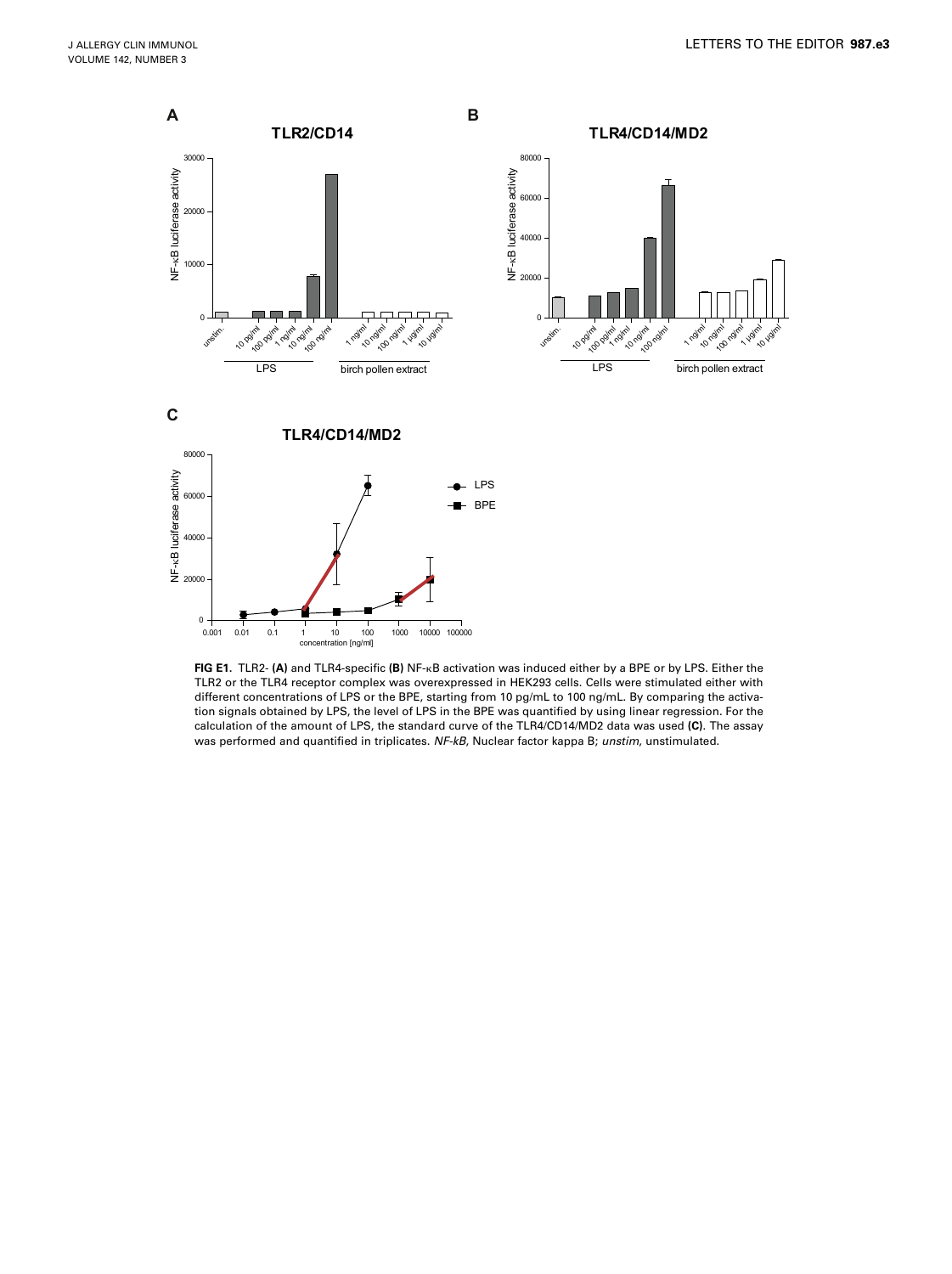**FIG E1.** TLR2- **(A)** and TLR4-specific **(B)** NF-κB activation was induced either by a BPE or by LPS. Either the TLR2 or the TLR4 receptor complex was overexpressed in HEK293 cells. Cells were stimulated either with different concentrations of LPS or the BPE, starting from 10 pg/mL to 100 ng/mL. By comparing the activation signals obtained by LPS, the level of LPS in the BPE was quantified by using linear regression. For the calculation of the amount of LPS, the standard curve of the TLR4/CD14/MD2 data was used **(C)**. The assay was performed and quantified in triplicates. *NF-kB*, Nuclear factor kappa B; *unstim*, unstimulated.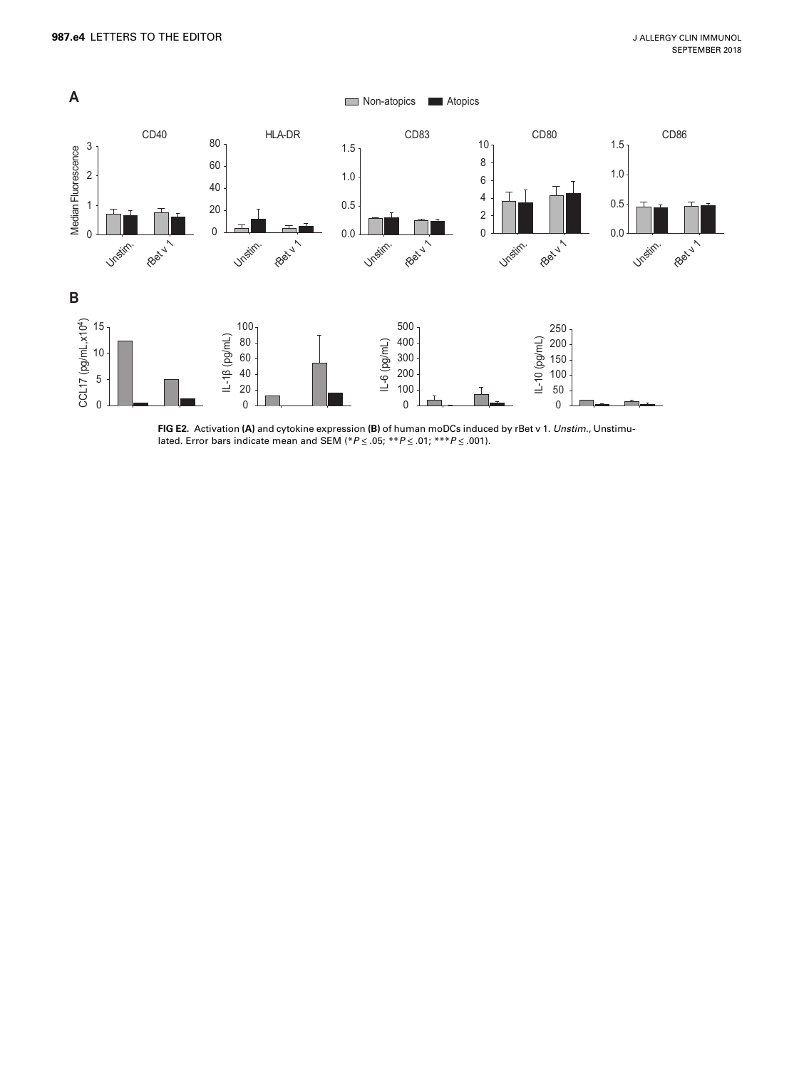**FIG E2.** Activation **(A)** and cytokine expression **(B)** of human moDCs induced by rBet v 1. *Unstim.*, Unstimulated. Error bars indicate mean and SEM (*$P \le .05$; **$P \le .01$; ***$P \le .001$).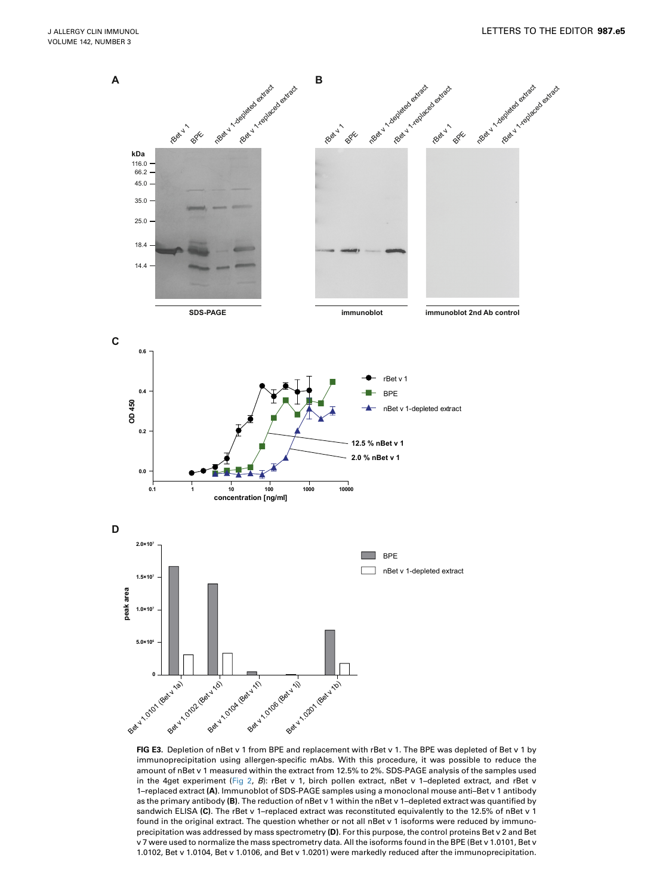**FIG E3.** Depletion of nBet v 1 from BPE and replacement with rBet v 1. The BPE was depleted of Bet v 1 by immunoprecipitation using allergen-specific mAbs. With this procedure, it was possible to reduce the amount of nBet v 1 measured within the extract from 12.5% to 2%. SDS-PAGE analysis of the samples used in the 4get experiment (Fig 2, *B*): rBet v 1, birch pollen extract, nBet v 1–depleted extract, and rBet v 1–replaced extract **(A)**. Immunoblot of SDS-PAGE samples using a monoclonal mouse anti–Bet v 1 antibody as the primary antibody **(B)**. The reduction of nBet v 1 within the nBet v 1–depleted extract was quantified by sandwich ELISA **(C)**. The rBet v 1–replaced extract was reconstituted equivalently to the 12.5% of nBet v 1 found in the original extract. The question whether or not all nBet v 1 isoforms were reduced by immunoprecipitation was addressed by mass spectrometry **(D)**. For this purpose, the control proteins Bet v 2 and Bet v 7 were used to normalize the mass spectrometry data. All the isoforms found in the BPE (Bet v 1.0101, Bet v 1.0102, Bet v 1.0104, Bet v 1.0106, and Bet v 1.0201) were markedly reduced after the immunoprecipitation.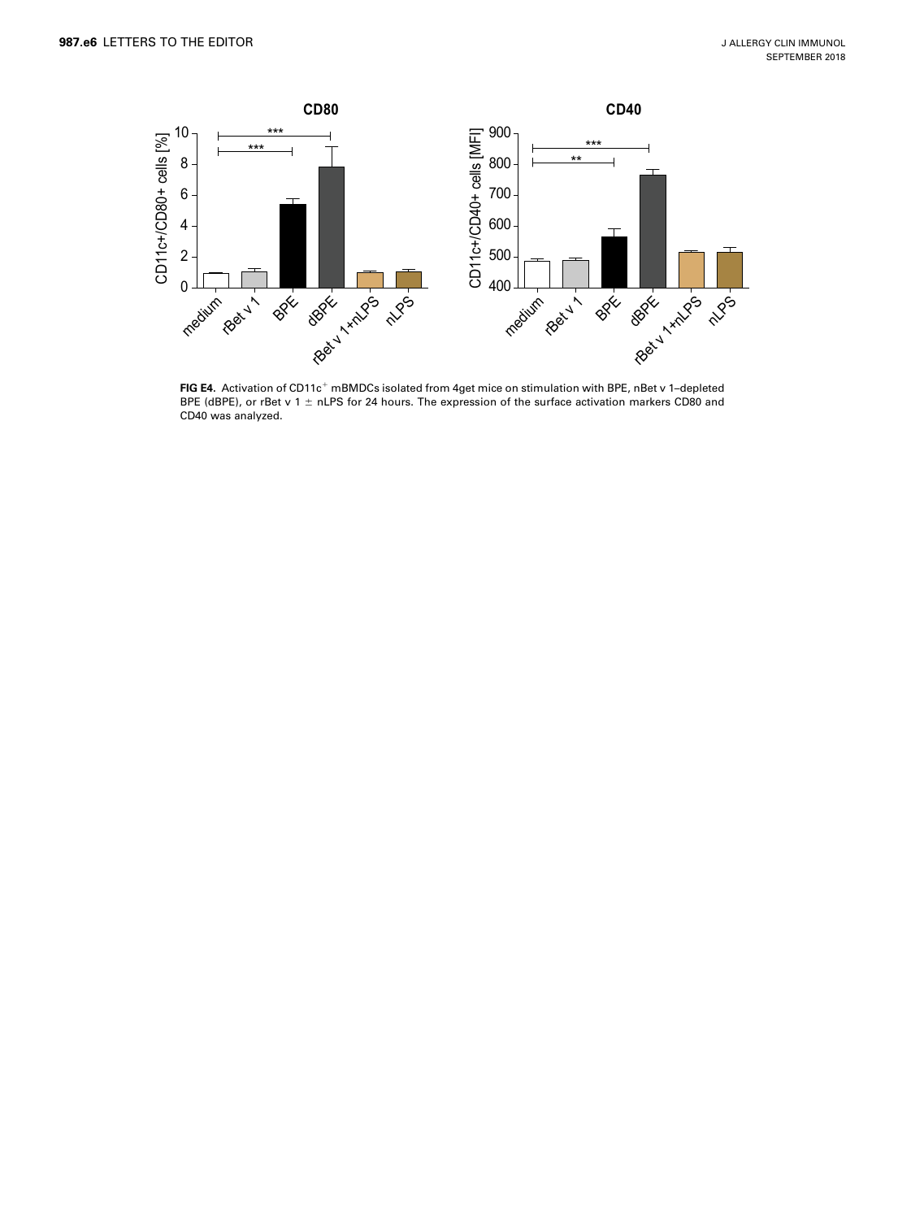CD80

CD11c+/CD80+ cells [%]

10

8

6

4

2

0

***

***

medium

rBet v 1

BPE

dBPE

rBet v 1+nLPS

nLPS

CD40

CD11c+/CD40+ cells [MFI]

900

800

700

600

500

400

***

**

medium

rBet v 1

BPE

dBPE

rBet v 1+nLPS

nLPS

**FIG E4.** Activation of CD11c$^{+}$ mBMDCs isolated from 4get mice on stimulation with BPE, nBet v 1–depleted BPE (dBPE), or rBet v 1 $\pm$ nLPS for 24 hours. The expression of the surface activation markers CD80 and CD40 was analyzed.